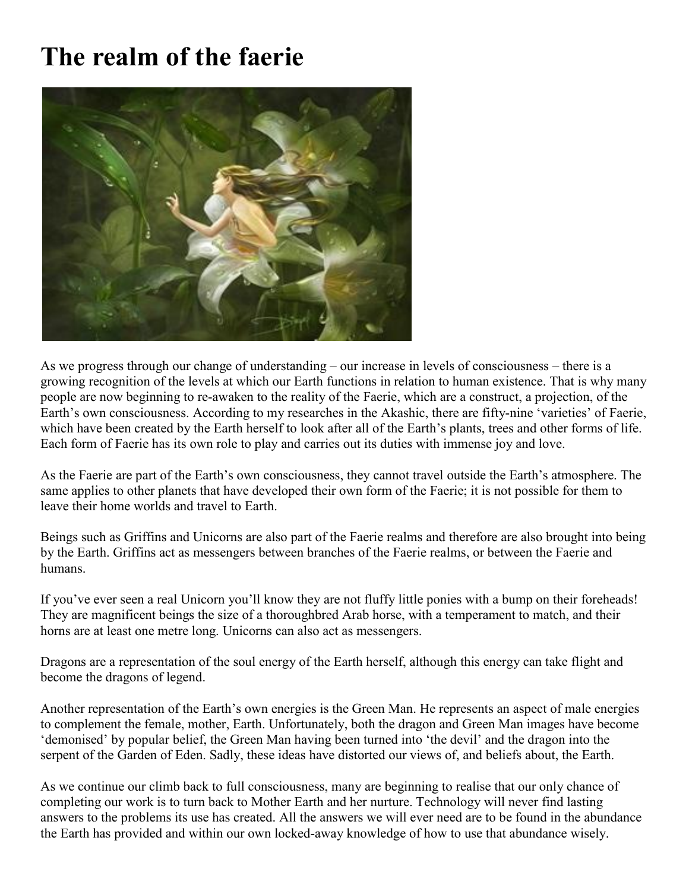# The realm of the faerie

As we progress through our change of understanding – our increase in levels of consciousness – there is a growing recognition of the levels at which our Earth functions in relation to human existence. That is why many people are now beginning to re-awaken to the reality of the Faerie, which are a construct, a projection, of the Earth's own consciousness. According to my researches in the Akashic, there are fifty-nine 'varieties' of Faerie, which have been created by the Earth herself to look after all of the Earth's plants, trees and other forms of life. Each form of Faerie has its own role to play and carries out its duties with immense joy and love.

As the Faerie are part of the Earth's own consciousness, they cannot travel outside the Earth's atmosphere. The same applies to other planets that have developed their own form of the Faerie; it is not possible for them to leave their home worlds and travel to Earth.

Beings such as Griffins and Unicorns are also part of the Faerie realms and therefore are also brought into being by the Earth. Griffins act as messengers between branches of the Faerie realms, or between the Faerie and humans.

If you've ever seen a real Unicorn you'll know they are not fluffy little ponies with a bump on their foreheads! They are magnificent beings the size of a thoroughbred Arab horse, with a temperament to match, and their horns are at least one metre long. Unicorns can also act as messengers.

Dragons are a representation of the soul energy of the Earth herself, although this energy can take flight and become the dragons of legend.

Another representation of the Earth's own energies is the Green Man. He represents an aspect of male energies to complement the female, mother, Earth. Unfortunately, both the dragon and Green Man images have become 'demonised' by popular belief, the Green Man having been turned into 'the devil' and the dragon into the serpent of the Garden of Eden. Sadly, these ideas have distorted our views of, and beliefs about, the Earth.

As we continue our climb back to full consciousness, many are beginning to realise that our only chance of completing our work is to turn back to Mother Earth and her nurture. Technology will never find lasting answers to the problems its use has created. All the answers we will ever need are to be found in the abundance the Earth has provided and within our own locked-away knowledge of how to use that abundance wisely.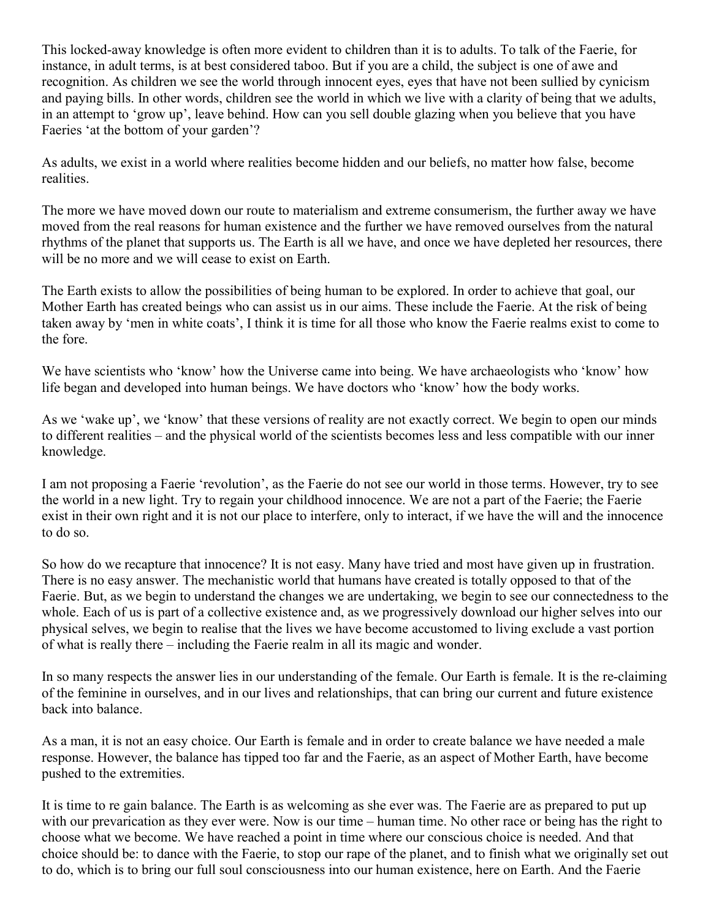This locked-away knowledge is often more evident to children than it is to adults. To talk of the Faerie, for instance, in adult terms, is at best considered taboo. But if you are a child, the subject is one of awe and recognition. As children we see the world through innocent eyes, eyes that have not been sullied by cynicism and paying bills. In other words, children see the world in which we live with a clarity of being that we adults, in an attempt to 'grow up', leave behind. How can you sell double glazing when you believe that you have Faeries 'at the bottom of your garden'?

As adults, we exist in a world where realities become hidden and our beliefs, no matter how false, become realities.

The more we have moved down our route to materialism and extreme consumerism, the further away we have moved from the real reasons for human existence and the further we have removed ourselves from the natural rhythms of the planet that supports us. The Earth is all we have, and once we have depleted her resources, there will be no more and we will cease to exist on Earth.

The Earth exists to allow the possibilities of being human to be explored. In order to achieve that goal, our Mother Earth has created beings who can assist us in our aims. These include the Faerie. At the risk of being taken away by 'men in white coats', I think it is time for all those who know the Faerie realms exist to come to the fore.

We have scientists who 'know' how the Universe came into being. We have archaeologists who 'know' how life began and developed into human beings. We have doctors who 'know' how the body works.

As we 'wake up', we 'know' that these versions of reality are not exactly correct. We begin to open our minds to different realities – and the physical world of the scientists becomes less and less compatible with our inner knowledge.

I am not proposing a Faerie 'revolution', as the Faerie do not see our world in those terms. However, try to see the world in a new light. Try to regain your childhood innocence. We are not a part of the Faerie; the Faerie exist in their own right and it is not our place to interfere, only to interact, if we have the will and the innocence to do so.

So how do we recapture that innocence? It is not easy. Many have tried and most have given up in frustration. There is no easy answer. The mechanistic world that humans have created is totally opposed to that of the Faerie. But, as we begin to understand the changes we are undertaking, we begin to see our connectedness to the whole. Each of us is part of a collective existence and, as we progressively download our higher selves into our physical selves, we begin to realise that the lives we have become accustomed to living exclude a vast portion of what is really there – including the Faerie realm in all its magic and wonder.

In so many respects the answer lies in our understanding of the female. Our Earth is female. It is the re-claiming of the feminine in ourselves, and in our lives and relationships, that can bring our current and future existence back into balance.

As a man, it is not an easy choice. Our Earth is female and in order to create balance we have needed a male response. However, the balance has tipped too far and the Faerie, as an aspect of Mother Earth, have become pushed to the extremities.

It is time to re gain balance. The Earth is as welcoming as she ever was. The Faerie are as prepared to put up with our prevarication as they ever were. Now is our time – human time. No other race or being has the right to choose what we become. We have reached a point in time where our conscious choice is needed. And that choice should be: to dance with the Faerie, to stop our rape of the planet, and to finish what we originally set out to do, which is to bring our full soul consciousness into our human existence, here on Earth. And the Faerie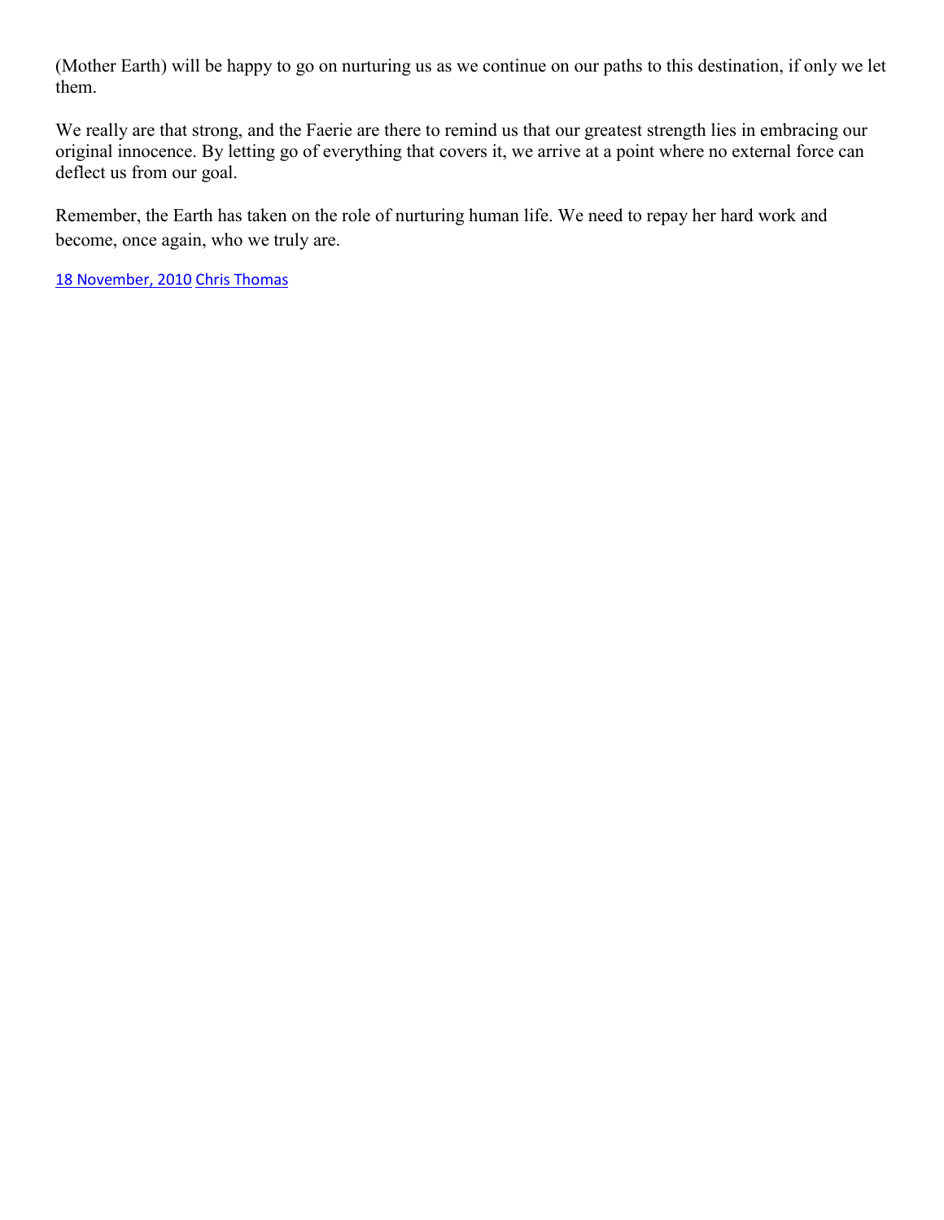(Mother Earth) will be happy to go on nurturing us as we continue on our paths to this destination, if only we let them.

We really are that strong, and the Faerie are there to remind us that our greatest strength lies in embracing our original innocence. By letting go of everything that covers it, we arrive at a point where no external force can deflect us from our goal.

Remember, the Earth has taken on the role of nurturing human life. We need to repay her hard work and become, once again, who we truly are.

18 November, 2010 Chris Thomas